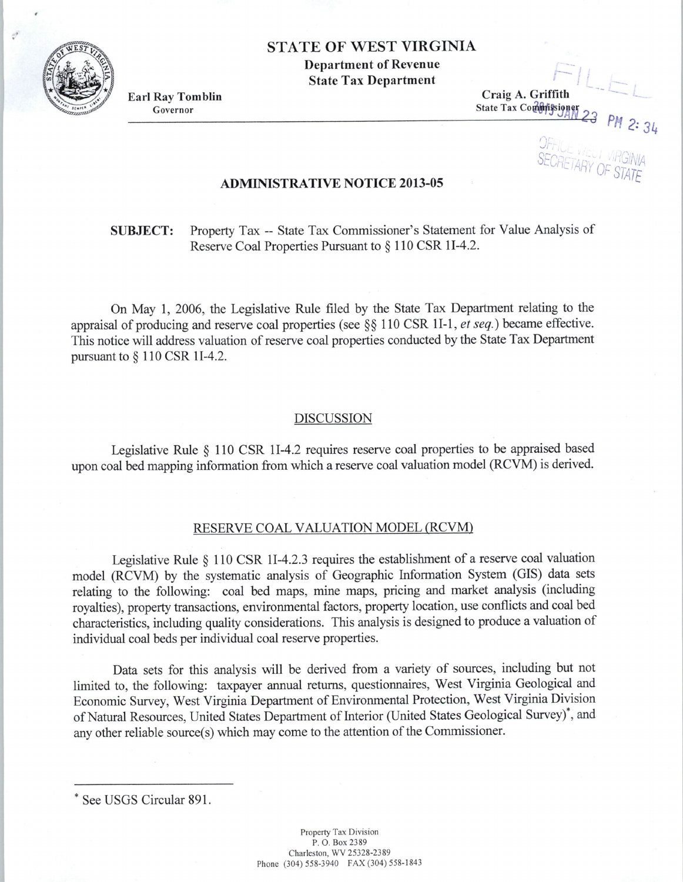# STATE OF WEST VIRGINIA

**Department of Revenue**
**State Tax Department**

**Earl Ray Tomblin**
Governor

**Craig A. Griffith**
State Tax Commissioner

FILED
2013 JAN 23 PM 2:34
OFFICE WEST VIRGINIA
SECRETARY OF STATE

## ADMINISTRATIVE NOTICE 2013-05

**SUBJECT:** Property Tax -- State Tax Commissioner's Statement for Value Analysis of Reserve Coal Properties Pursuant to § 110 CSR 1I-4.2.

On May 1, 2006, the Legislative Rule filed by the State Tax Department relating to the appraisal of producing and reserve coal properties (see §§ 110 CSR 1I-1, *et seq.*) became effective. This notice will address valuation of reserve coal properties conducted by the State Tax Department pursuant to § 110 CSR 1I-4.2.

### DISCUSSION

Legislative Rule § 110 CSR 1I-4.2 requires reserve coal properties to be appraised based upon coal bed mapping information from which a reserve coal valuation model (RCVM) is derived.

### RESERVE COAL VALUATION MODEL (RCVM)

Legislative Rule § 110 CSR 1I-4.2.3 requires the establishment of a reserve coal valuation model (RCVM) by the systematic analysis of Geographic Information System (GIS) data sets relating to the following: coal bed maps, mine maps, pricing and market analysis (including royalties), property transactions, environmental factors, property location, use conflicts and coal bed characteristics, including quality considerations. This analysis is designed to produce a valuation of individual coal beds per individual coal reserve properties.

Data sets for this analysis will be derived from a variety of sources, including but not limited to, the following: taxpayer annual returns, questionnaires, West Virginia Geological and Economic Survey, West Virginia Department of Environmental Protection, West Virginia Division of Natural Resources, United States Department of Interior (United States Geological Survey)*, and any other reliable source(s) which may come to the attention of the Commissioner.

---

* See USGS Circular 891.

Property Tax Division
P. O. Box 2389
Charleston, WV 25328-2389
Phone (304) 558-3940 FAX (304) 558-1843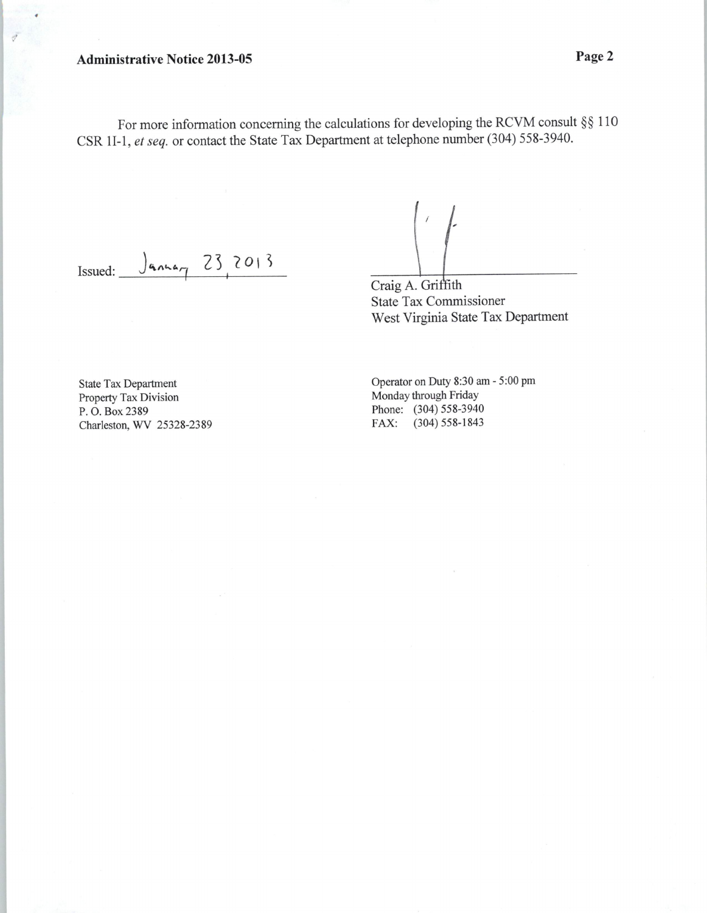For more information concerning the calculations for developing the RCVM consult §§ 110 CSR 1I-1, *et seq.* or contact the State Tax Department at telephone number (304) 558-3940.

Issued: January 23, 2013

Craig A. Griffith
State Tax Commissioner
West Virginia State Tax Department

State Tax Department
Property Tax Division
P. O. Box 2389
Charleston, WV 25328-2389

Operator on Duty 8:30 am - 5:00 pm
Monday through Friday
Phone: (304) 558-3940
FAX: (304) 558-1843